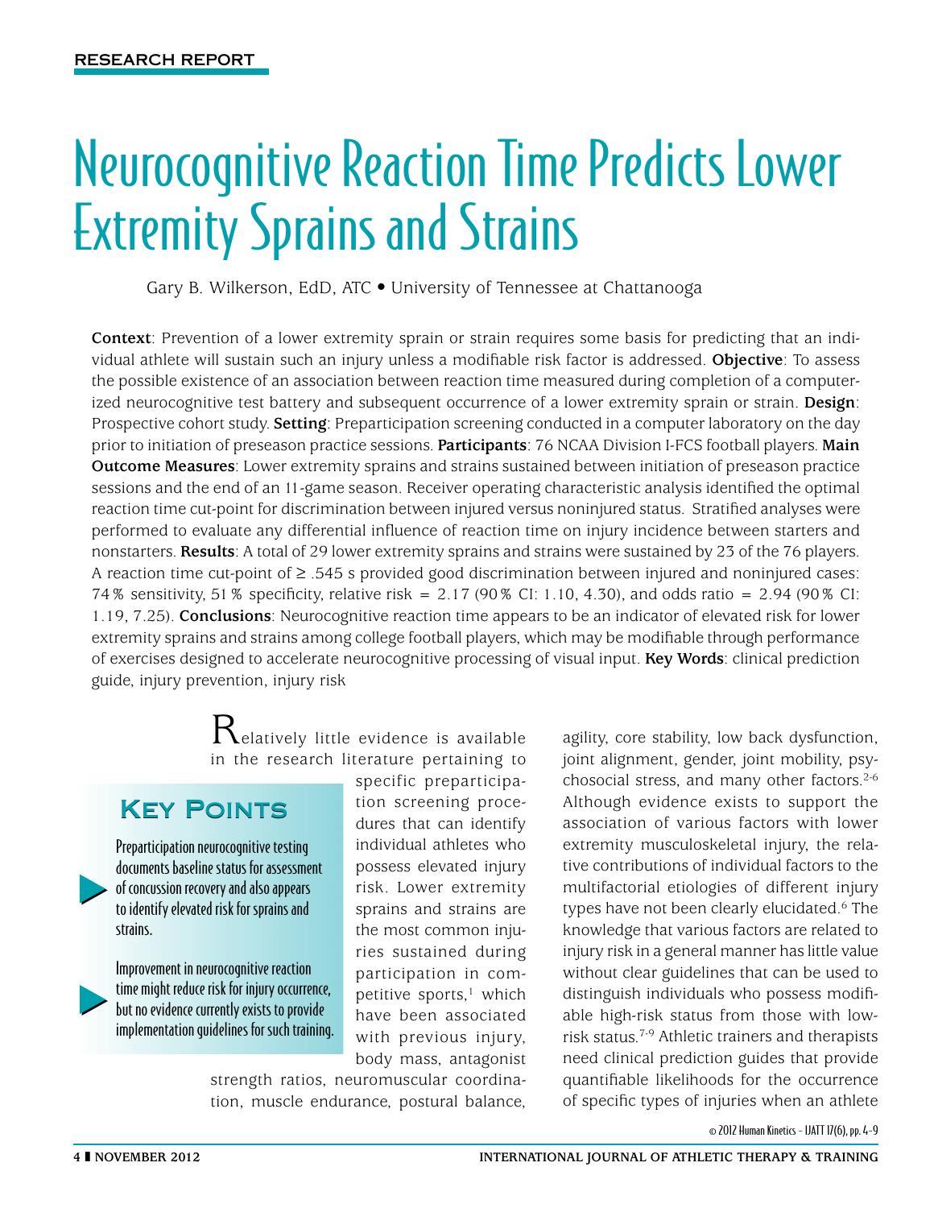RESEARCH REPORT

# Neurocognitive Reaction Time Predicts Lower Extremity Sprains and Strains

Gary B. Wilkerson, EdD, ATC • University of Tennessee at Chattanooga

**Context**: Prevention of a lower extremity sprain or strain requires some basis for predicting that an individual athlete will sustain such an injury unless a modifiable risk factor is addressed. **Objective**: To assess the possible existence of an association between reaction time measured during completion of a computerized neurocognitive test battery and subsequent occurrence of a lower extremity sprain or strain. **Design**: Prospective cohort study. **Setting**: Preparticipation screening conducted in a computer laboratory on the day prior to initiation of preseason practice sessions. **Participants**: 76 NCAA Division I-FCS football players. **Main Outcome Measures**: Lower extremity sprains and strains sustained between initiation of preseason practice sessions and the end of an 11-game season. Receiver operating characteristic analysis identified the optimal reaction time cut-point for discrimination between injured versus noninjured status. Stratified analyses were performed to evaluate any differential influence of reaction time on injury incidence between starters and nonstarters. **Results**: A total of 29 lower extremity sprains and strains were sustained by 23 of the 76 players. A reaction time cut-point of ≥ .545 s provided good discrimination between injured and noninjured cases: 74% sensitivity, 51% specificity, relative risk = 2.17 (90% CI: 1.10, 4.30), and odds ratio = 2.94 (90% CI: 1.19, 7.25). **Conclusions**: Neurocognitive reaction time appears to be an indicator of elevated risk for lower extremity sprains and strains among college football players, which may be modifiable through performance of exercises designed to accelerate neurocognitive processing of visual input. **Key Words**: clinical prediction guide, injury prevention, injury risk

## Key Points

- Preparticipation neurocognitive testing documents baseline status for assessment of concussion recovery and also appears to identify elevated risk for sprains and strains.
- Improvement in neurocognitive reaction time might reduce risk for injury occurrence, but no evidence currently exists to provide implementation guidelines for such training.

Relatively little evidence is available in the research literature pertaining to specific preparticipation screening procedures that can identify individual athletes who possess elevated injury risk. Lower extremity sprains and strains are the most common injuries sustained during participation in competitive sports,[1] which have been associated with previous injury, body mass, antagonist strength ratios, neuromuscular coordination, muscle endurance, postural balance, agility, core stability, low back dysfunction, joint alignment, gender, joint mobility, psychosocial stress, and many other factors.[2-6] Although evidence exists to support the association of various factors with lower extremity musculoskeletal injury, the relative contributions of individual factors to the multifactorial etiologies of different injury types have not been clearly elucidated.[6] The knowledge that various factors are related to injury risk in a general manner has little value without clear guidelines that can be used to distinguish individuals who possess modifiable high-risk status from those with low-risk status.[7-9] Athletic trainers and therapists need clinical prediction guides that provide quantifiable likelihoods for the occurrence of specific types of injuries when an athlete

© 2012 Human Kinetics - IJATT 17(6), pp. 4-9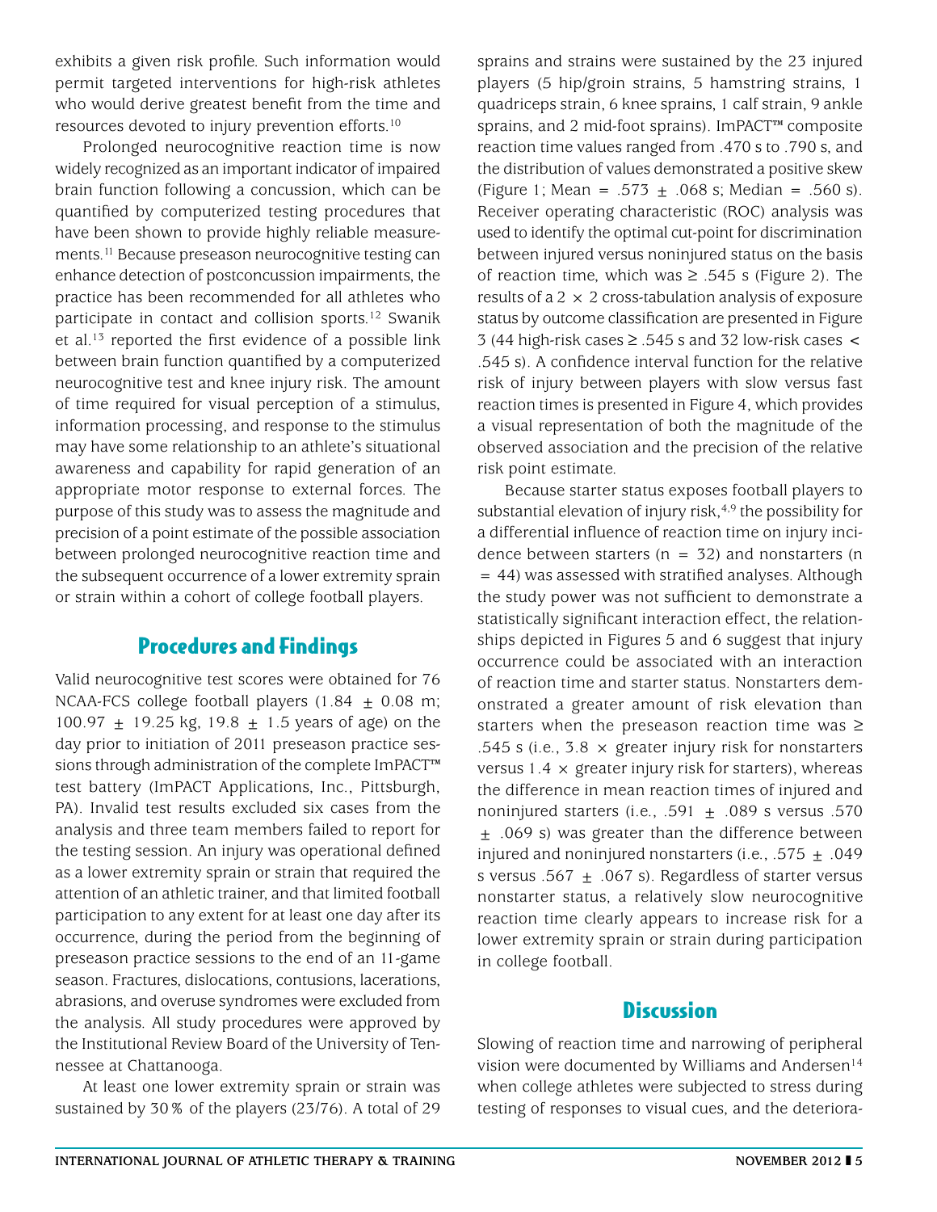exhibits a given risk profile. Such information would permit targeted interventions for high-risk athletes who would derive greatest benefit from the time and resources devoted to injury prevention efforts.[10]

Prolonged neurocognitive reaction time is now widely recognized as an important indicator of impaired brain function following a concussion, which can be quantified by computerized testing procedures that have been shown to provide highly reliable measurements.[11] Because preseason neurocognitive testing can enhance detection of postconcussion impairments, the practice has been recommended for all athletes who participate in contact and collision sports.[12] Swanik et al.[13] reported the first evidence of a possible link between brain function quantified by a computerized neurocognitive test and knee injury risk. The amount of time required for visual perception of a stimulus, information processing, and response to the stimulus may have some relationship to an athlete's situational awareness and capability for rapid generation of an appropriate motor response to external forces. The purpose of this study was to assess the magnitude and precision of a point estimate of the possible association between prolonged neurocognitive reaction time and the subsequent occurrence of a lower extremity sprain or strain within a cohort of college football players.

## Procedures and Findings

Valid neurocognitive test scores were obtained for 76 NCAA-FCS college football players (1.84 ± 0.08 m; 100.97 ± 19.25 kg, 19.8 ± 1.5 years of age) on the day prior to initiation of 2011 preseason practice sessions through administration of the complete ImPACT™ test battery (ImPACT Applications, Inc., Pittsburgh, PA). Invalid test results excluded six cases from the analysis and three team members failed to report for the testing session. An injury was operational defined as a lower extremity sprain or strain that required the attention of an athletic trainer, and that limited football participation to any extent for at least one day after its occurrence, during the period from the beginning of preseason practice sessions to the end of an 11-game season. Fractures, dislocations, contusions, lacerations, abrasions, and overuse syndromes were excluded from the analysis. All study procedures were approved by the Institutional Review Board of the University of Tennessee at Chattanooga.

At least one lower extremity sprain or strain was sustained by 30% of the players (23/76). A total of 29 sprains and strains were sustained by the 23 injured players (5 hip/groin strains, 5 hamstring strains, 1 quadriceps strain, 6 knee sprains, 1 calf strain, 9 ankle sprains, and 2 mid-foot sprains). ImPACT™ composite reaction time values ranged from .470 s to .790 s, and the distribution of values demonstrated a positive skew (Figure 1; Mean = .573 ± .068 s; Median = .560 s). Receiver operating characteristic (ROC) analysis was used to identify the optimal cut-point for discrimination between injured versus noninjured status on the basis of reaction time, which was ≥ .545 s (Figure 2). The results of a 2 × 2 cross-tabulation analysis of exposure status by outcome classification are presented in Figure 3 (44 high-risk cases ≥ .545 s and 32 low-risk cases < .545 s). A confidence interval function for the relative risk of injury between players with slow versus fast reaction times is presented in Figure 4, which provides a visual representation of both the magnitude of the observed association and the precision of the relative risk point estimate.

Because starter status exposes football players to substantial elevation of injury risk,[4,9] the possibility for a differential influence of reaction time on injury incidence between starters (n = 32) and nonstarters (n = 44) was assessed with stratified analyses. Although the study power was not sufficient to demonstrate a statistically significant interaction effect, the relationships depicted in Figures 5 and 6 suggest that injury occurrence could be associated with an interaction of reaction time and starter status. Nonstarters demonstrated a greater amount of risk elevation than starters when the preseason reaction time was ≥ .545 s (i.e., 3.8 × greater injury risk for nonstarters versus 1.4 × greater injury risk for starters), whereas the difference in mean reaction times of injured and noninjured starters (i.e., .591 ± .089 s versus .570 ± .069 s) was greater than the difference between injured and noninjured nonstarters (i.e., .575 ± .049 s versus .567 ± .067 s). Regardless of starter versus nonstarter status, a relatively slow neurocognitive reaction time clearly appears to increase risk for a lower extremity sprain or strain during participation in college football.

## Discussion

Slowing of reaction time and narrowing of peripheral vision were documented by Williams and Andersen[14] when college athletes were subjected to stress during testing of responses to visual cues, and the deteriora-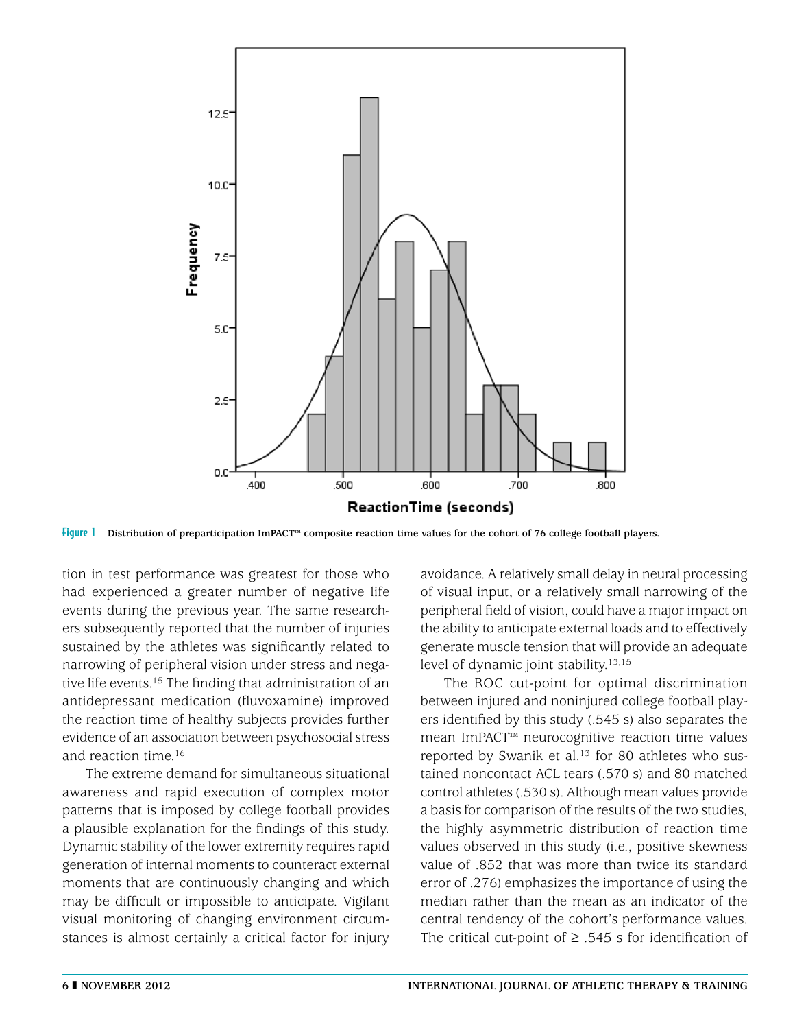Figure 1 Distribution of preparticipation ImPACT™ composite reaction time values for the cohort of 76 college football players.

tion in test performance was greatest for those who had experienced a greater number of negative life events during the previous year. The same researchers subsequently reported that the number of injuries sustained by the athletes was significantly related to narrowing of peripheral vision under stress and negative life events.[15] The finding that administration of an antidepressant medication (fluvoxamine) improved the reaction time of healthy subjects provides further evidence of an association between psychosocial stress and reaction time.[16]

The extreme demand for simultaneous situational awareness and rapid execution of complex motor patterns that is imposed by college football provides a plausible explanation for the findings of this study. Dynamic stability of the lower extremity requires rapid generation of internal moments to counteract external moments that are continuously changing and which may be difficult or impossible to anticipate. Vigilant visual monitoring of changing environment circumstances is almost certainly a critical factor for injury avoidance. A relatively small delay in neural processing of visual input, or a relatively small narrowing of the peripheral field of vision, could have a major impact on the ability to anticipate external loads and to effectively generate muscle tension that will provide an adequate level of dynamic joint stability.[13,15]

The ROC cut-point for optimal discrimination between injured and noninjured college football players identified by this study (.545 s) also separates the mean ImPACT™ neurocognitive reaction time values reported by Swanik et al.[13] for 80 athletes who sustained noncontact ACL tears (.570 s) and 80 matched control athletes (.530 s). Although mean values provide a basis for comparison of the results of the two studies, the highly asymmetric distribution of reaction time values observed in this study (i.e., positive skewness value of .852 that was more than twice its standard error of .276) emphasizes the importance of using the median rather than the mean as an indicator of the central tendency of the cohort's performance values. The critical cut-point of ≥ .545 s for identification of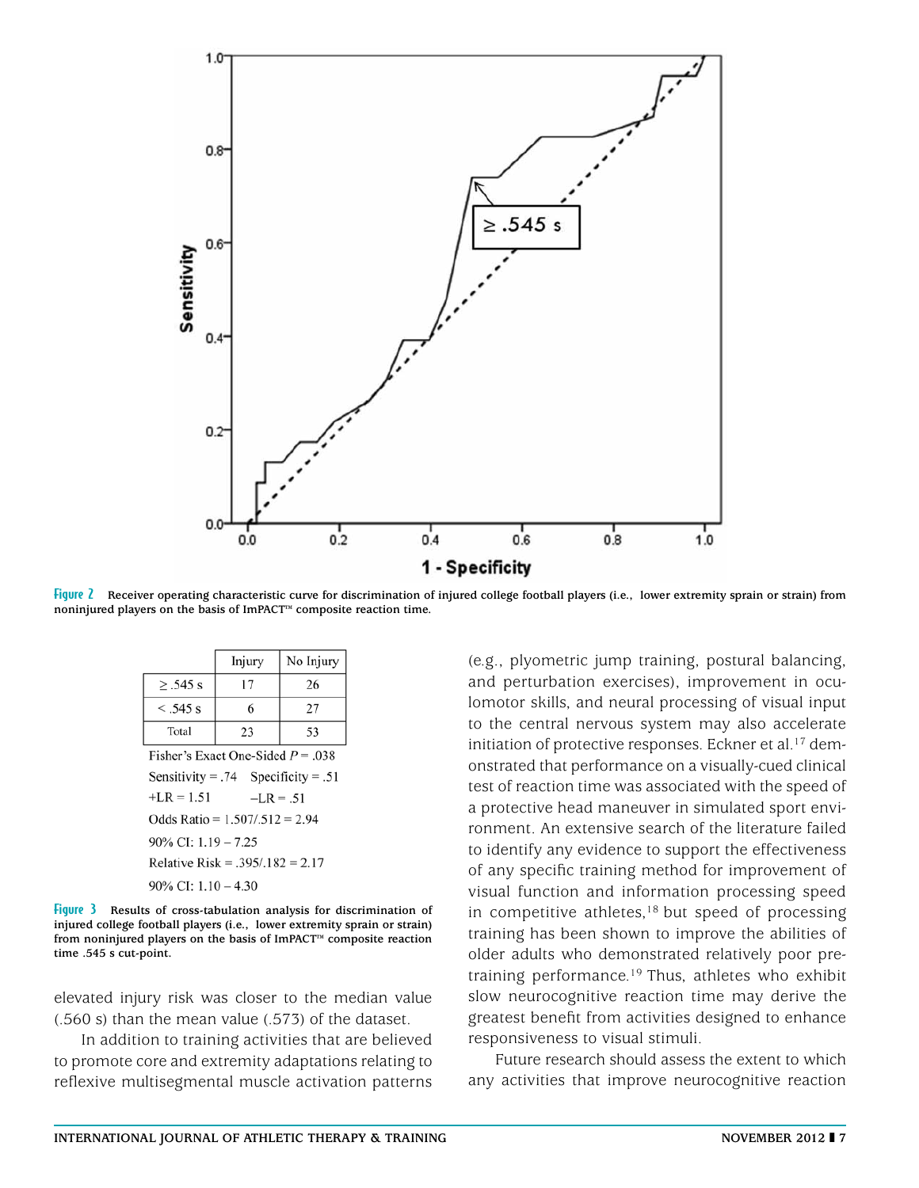Figure 2 Receiver operating characteristic curve for discrimination of injured college football players (i.e., lower extremity sprain or strain) from noninjured players on the basis of ImPACT™ composite reaction time.

| | Injury | No Injury |
|---|---|---|
| ≥ .545 s | 17 | 26 |
| < .545 s | 6 | 27 |
| Total | 23 | 53 |

Fisher's Exact One-Sided $P = .038$

Sensitivity = .74 Specificity = .51

+LR = 1.51 –LR = .51

Odds Ratio = 1.507/.512 = 2.94

90% CI: 1.19 – 7.25

Relative Risk = .395/.182 = 2.17

90% CI: 1.10 – 4.30

Figure 3 Results of cross-tabulation analysis for discrimination of injured college football players (i.e., lower extremity sprain or strain) from noninjured players on the basis of ImPACT™ composite reaction time .545 s cut-point.

elevated injury risk was closer to the median value (.560 s) than the mean value (.573) of the dataset.

In addition to training activities that are believed to promote core and extremity adaptations relating to reflexive multisegmental muscle activation patterns (e.g., plyometric jump training, postural balancing, and perturbation exercises), improvement in oculomotor skills, and neural processing of visual input to the central nervous system may also accelerate initiation of protective responses. Eckner et al.[17] demonstrated that performance on a visually-cued clinical test of reaction time was associated with the speed of a protective head maneuver in simulated sport environment. An extensive search of the literature failed to identify any evidence to support the effectiveness of any specific training method for improvement of visual function and information processing speed in competitive athletes,[18] but speed of processing training has been shown to improve the abilities of older adults who demonstrated relatively poor pretraining performance.[19] Thus, athletes who exhibit slow neurocognitive reaction time may derive the greatest benefit from activities designed to enhance responsiveness to visual stimuli.

Future research should assess the extent to which any activities that improve neurocognitive reaction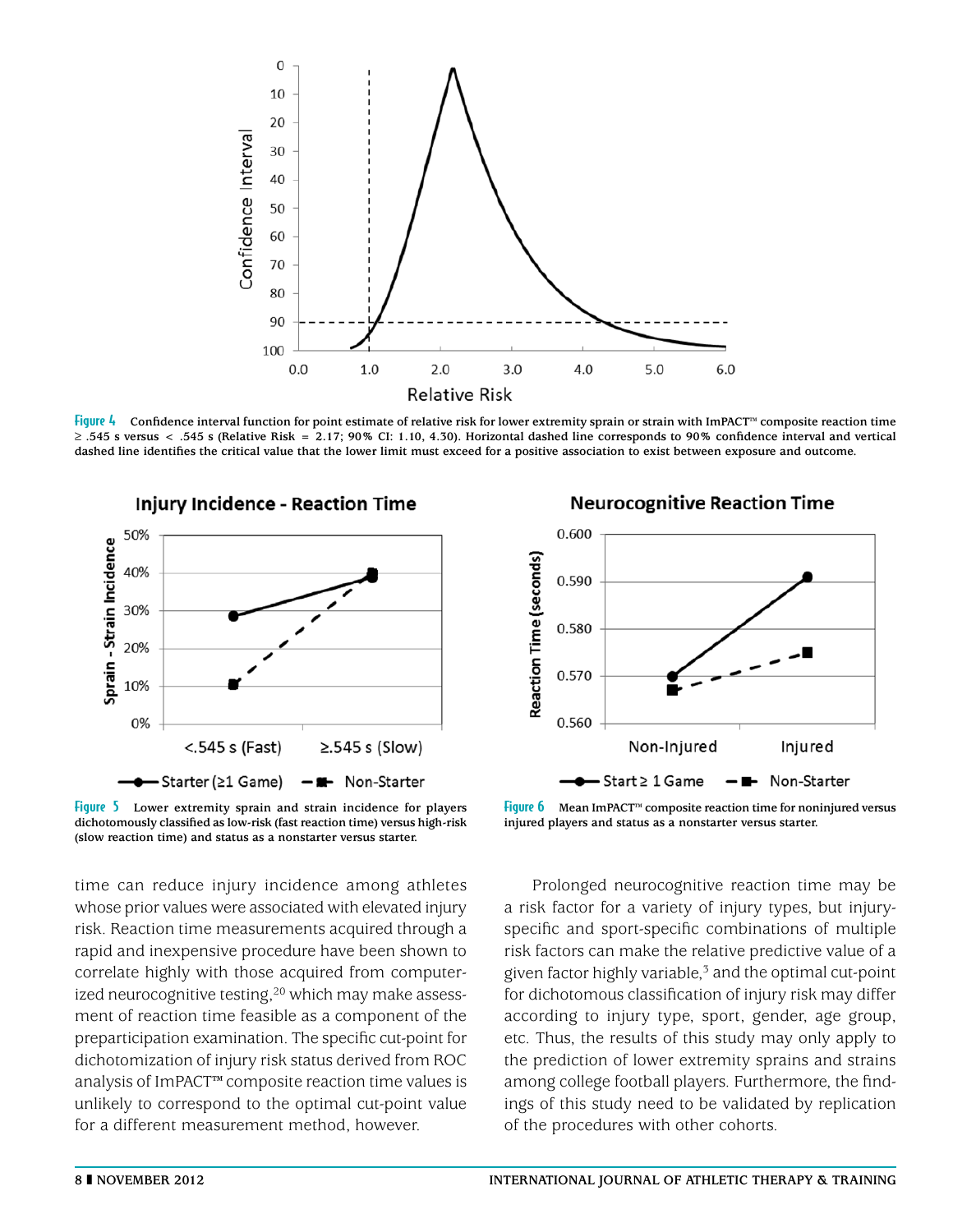Figure 4 Confidence interval function for point estimate of relative risk for lower extremity sprain or strain with ImPACT™ composite reaction time ≥ .545 s versus < .545 s (Relative Risk = 2.17; 90% CI: 1.10, 4.30). Horizontal dashed line corresponds to 90% confidence interval and vertical dashed line identifies the critical value that the lower limit must exceed for a positive association to exist between exposure and outcome.

Figure 5 Lower extremity sprain and strain incidence for players dichotomously classified as low-risk (fast reaction time) versus high-risk (slow reaction time) and status as a nonstarter versus starter.

Figure 6 Mean ImPACT™ composite reaction time for noninjured versus injured players and status as a nonstarter versus starter.

time can reduce injury incidence among athletes whose prior values were associated with elevated injury risk. Reaction time measurements acquired through a rapid and inexpensive procedure have been shown to correlate highly with those acquired from computerized neurocognitive testing,[20] which may make assessment of reaction time feasible as a component of the preparticipation examination. The specific cut-point for dichotomization of injury risk status derived from ROC analysis of ImPACT™ composite reaction time values is unlikely to correspond to the optimal cut-point value for a different measurement method, however.

Prolonged neurocognitive reaction time may be a risk factor for a variety of injury types, but injury-specific and sport-specific combinations of multiple risk factors can make the relative predictive value of a given factor highly variable,[3] and the optimal cut-point for dichotomous classification of injury risk may differ according to injury type, sport, gender, age group, etc. Thus, the results of this study may only apply to the prediction of lower extremity sprains and strains among college football players. Furthermore, the findings of this study need to be validated by replication of the procedures with other cohorts.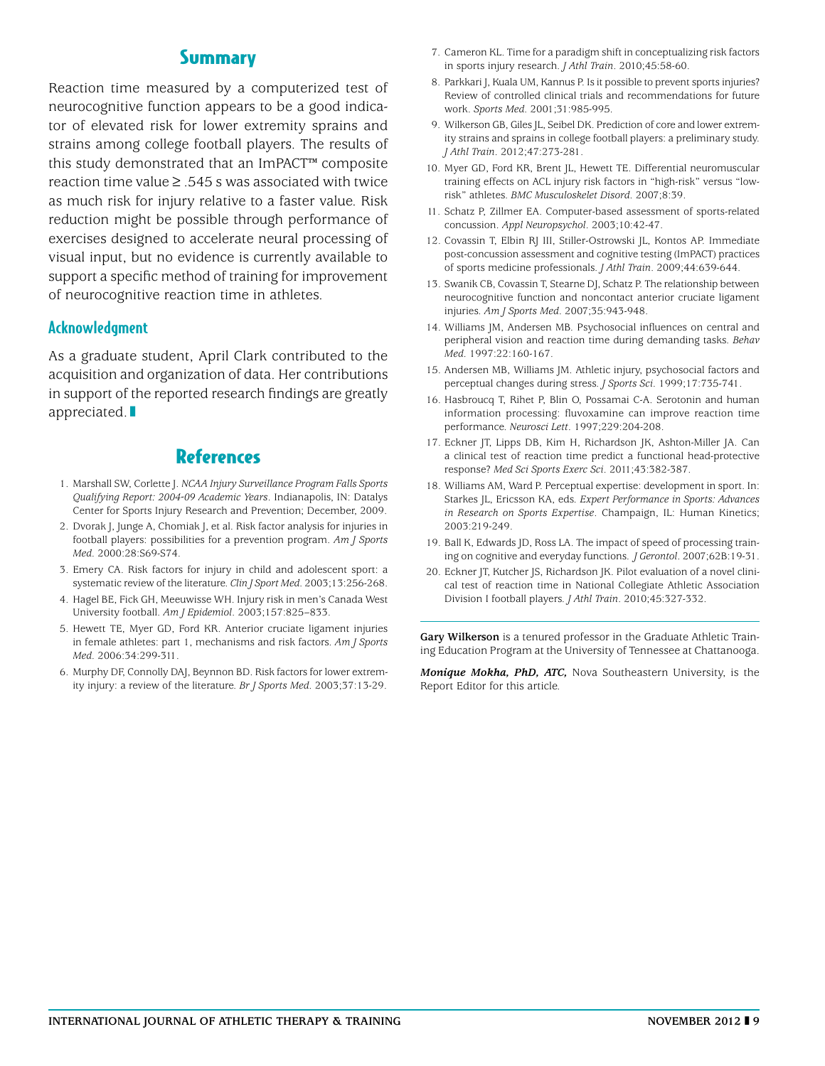## Summary

Reaction time measured by a computerized test of neurocognitive function appears to be a good indicator of elevated risk for lower extremity sprains and strains among college football players. The results of this study demonstrated that an ImPACT™ composite reaction time value ≥ .545 s was associated with twice as much risk for injury relative to a faster value. Risk reduction might be possible through performance of exercises designed to accelerate neural processing of visual input, but no evidence is currently available to support a specific method of training for improvement of neurocognitive reaction time in athletes.

### Acknowledgment

As a graduate student, April Clark contributed to the acquisition and organization of data. Her contributions in support of the reported research findings are greatly appreciated.

## References

1. Marshall SW, Corlette J. *NCAA Injury Surveillance Program Falls Sports Qualifying Report: 2004-09 Academic Years*. Indianapolis, IN: Datalys Center for Sports Injury Research and Prevention; December, 2009.
2. Dvorak J, Junge A, Chomiak J, et al. Risk factor analysis for injuries in football players: possibilities for a prevention program. *Am J Sports Med*. 2000:28:S69-S74.
3. Emery CA. Risk factors for injury in child and adolescent sport: a systematic review of the literature. *Clin J Sport Med*. 2003;13:256-268.
4. Hagel BE, Fick GH, Meeuwisse WH. Injury risk in men's Canada West University football. *Am J Epidemiol*. 2003;157:825–833.
5. Hewett TE, Myer GD, Ford KR. Anterior cruciate ligament injuries in female athletes: part 1, mechanisms and risk factors. *Am J Sports Med*. 2006:34:299-311.
6. Murphy DF, Connolly DAJ, Beynnon BD. Risk factors for lower extremity injury: a review of the literature. *Br J Sports Med*. 2003;37:13-29.
7. Cameron KL. Time for a paradigm shift in conceptualizing risk factors in sports injury research. *J Athl Train*. 2010;45:58-60.
8. Parkkari J, Kuala UM, Kannus P. Is it possible to prevent sports injuries? Review of controlled clinical trials and recommendations for future work. *Sports Med*. 2001;31:985-995.
9. Wilkerson GB, Giles JL, Seibel DK. Prediction of core and lower extremity strains and sprains in college football players: a preliminary study. *J Athl Train*. 2012;47:273-281.
10. Myer GD, Ford KR, Brent JL, Hewett TE. Differential neuromuscular training effects on ACL injury risk factors in "high-risk" versus "low-risk" athletes. *BMC Musculoskelet Disord*. 2007;8:39.
11. Schatz P, Zillmer EA. Computer-based assessment of sports-related concussion. *Appl Neuropsychol*. 2003;10:42-47.
12. Covassin T, Elbin RJ III, Stiller-Ostrowski JL, Kontos AP. Immediate post-concussion assessment and cognitive testing (ImPACT) practices of sports medicine professionals. *J Athl Train*. 2009;44:639-644.
13. Swanik CB, Covassin T, Stearne DJ, Schatz P. The relationship between neurocognitive function and noncontact anterior cruciate ligament injuries. *Am J Sports Med*. 2007;35:943-948.
14. Williams JM, Andersen MB. Psychosocial influences on central and peripheral vision and reaction time during demanding tasks. *Behav Med*. 1997:22:160-167.
15. Andersen MB, Williams JM. Athletic injury, psychosocial factors and perceptual changes during stress. *J Sports Sci*. 1999;17:735-741.
16. Hasbroucq T, Rihet P, Blin O, Possamai C-A. Serotonin and human information processing: fluvoxamine can improve reaction time performance. *Neurosci Lett*. 1997;229:204-208.
17. Eckner JT, Lipps DB, Kim H, Richardson JK, Ashton-Miller JA. Can a clinical test of reaction time predict a functional head-protective response? *Med Sci Sports Exerc Sci*. 2011;43:382-387.
18. Williams AM, Ward P. Perceptual expertise: development in sport. In: Starkes JL, Ericsson KA, eds. *Expert Performance in Sports: Advances in Research on Sports Expertise*. Champaign, IL: Human Kinetics; 2003:219-249.
19. Ball K, Edwards JD, Ross LA. The impact of speed of processing training on cognitive and everyday functions. *J Gerontol*. 2007;62B:19-31.
20. Eckner JT, Kutcher JS, Richardson JK. Pilot evaluation of a novel clinical test of reaction time in National Collegiate Athletic Association Division I football players. *J Athl Train*. 2010;45:327-332.

**Gary Wilkerson** is a tenured professor in the Graduate Athletic Training Education Program at the University of Tennessee at Chattanooga.

***Monique Mokha, PhD, ATC,*** Nova Southeastern University, is the Report Editor for this article.